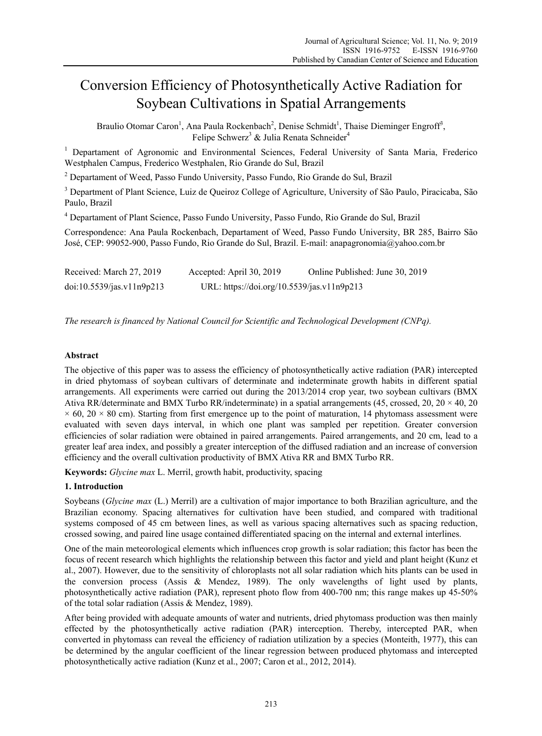# Conversion Efficiency of Photosynthetically Active Radiation for Soybean Cultivations in Spatial Arrangements

Braulio Otomar Caron[1], Ana Paula Rockenbach[2], Denise Schmidt[1], Thaise Dieminger Engroff[3], Felipe Schwerz[3] & Julia Renata Schneider[4]

[1] Departament of Agronomic and Environmental Sciences, Federal University of Santa Maria, Frederico Westphalen Campus, Frederico Westphalen, Rio Grande do Sul, Brazil

[2] Departament of Weed, Passo Fundo University, Passo Fundo, Rio Grande do Sul, Brazil

[3] Department of Plant Science, Luiz de Queiroz College of Agriculture, University of São Paulo, Piracicaba, São Paulo, Brazil

[4] Departament of Plant Science, Passo Fundo University, Passo Fundo, Rio Grande do Sul, Brazil

Correspondence: Ana Paula Rockenbach, Departament of Weed, Passo Fundo University, BR 285, Bairro São José, CEP: 99052-900, Passo Fundo, Rio Grande do Sul, Brazil. E-mail: anapagronomia@yahoo.com.br

Received: March 27, 2019 Accepted: April 30, 2019 Online Published: June 30, 2019

doi:10.5539/jas.v11n9p213 URL: https://doi.org/10.5539/jas.v11n9p213

*The research is financed by National Council for Scientific and Technological Development (CNPq).*

## Abstract

The objective of this paper was to assess the efficiency of photosynthetically active radiation (PAR) intercepted in dried phytomass of soybean cultivars of determinate and indeterminate growth habits in different spatial arrangements. All experiments were carried out during the 2013/2014 crop year, two soybean cultivars (BMX Ativa RR/determinate and BMX Turbo RR/indeterminate) in a spatial arrangements (45, crossed, 20, 20 × 40, 20 × 60, 20 × 80 cm). Starting from first emergence up to the point of maturation, 14 phytomass assessment were evaluated with seven days interval, in which one plant was sampled per repetition. Greater conversion efficiencies of solar radiation were obtained in paired arrangements. Paired arrangements, and 20 cm, lead to a greater leaf area index, and possibly a greater interception of the diffused radiation and an increase of conversion efficiency and the overall cultivation productivity of BMX Ativa RR and BMX Turbo RR.

**Keywords:** *Glycine max* L. Merril, growth habit, productivity, spacing

## 1. Introduction

Soybeans (*Glycine max* (L.) Merril) are a cultivation of major importance to both Brazilian agriculture, and the Brazilian economy. Spacing alternatives for cultivation have been studied, and compared with traditional systems composed of 45 cm between lines, as well as various spacing alternatives such as spacing reduction, crossed sowing, and paired line usage contained differentiated spacing on the internal and external interlines.

One of the main meteorological elements which influences crop growth is solar radiation; this factor has been the focus of recent research which highlights the relationship between this factor and yield and plant height (Kunz et al., 2007). However, due to the sensitivity of chloroplasts not all solar radiation which hits plants can be used in the conversion process (Assis & Mendez, 1989). The only wavelengths of light used by plants, photosynthetically active radiation (PAR), represent photo flow from 400-700 nm; this range makes up 45-50% of the total solar radiation (Assis & Mendez, 1989).

After being provided with adequate amounts of water and nutrients, dried phytomass production was then mainly effected by the photosynthetically active radiation (PAR) interception. Thereby, intercepted PAR, when converted in phytomass can reveal the efficiency of radiation utilization by a species (Monteith, 1977), this can be determined by the angular coefficient of the linear regression between produced phytomass and intercepted photosynthetically active radiation (Kunz et al., 2007; Caron et al., 2012, 2014).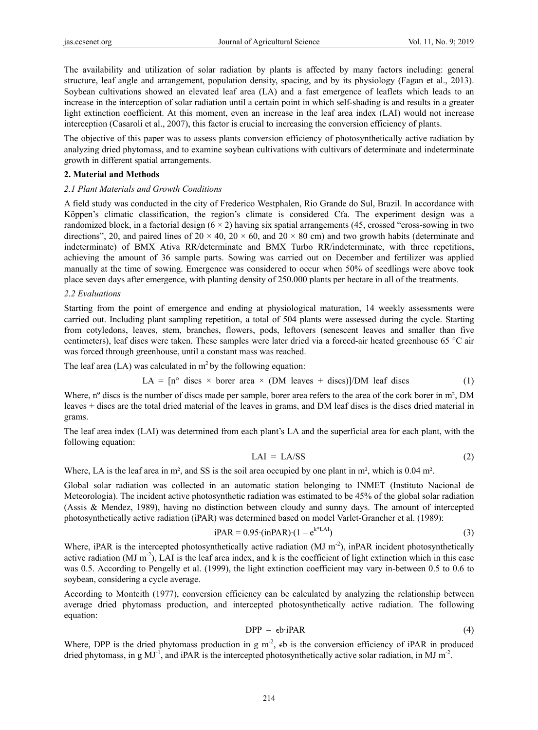The availability and utilization of solar radiation by plants is affected by many factors including: general structure, leaf angle and arrangement, population density, spacing, and by its physiology (Fagan et al., 2013). Soybean cultivations showed an elevated leaf area (LA) and a fast emergence of leaflets which leads to an increase in the interception of solar radiation until a certain point in which self-shading is and results in a greater light extinction coefficient. At this moment, even an increase in the leaf area index (LAI) would not increase interception (Casaroli et al., 2007), this factor is crucial to increasing the conversion efficiency of plants.

The objective of this paper was to assess plants conversion efficiency of photosynthetically active radiation by analyzing dried phytomass, and to examine soybean cultivations with cultivars of determinate and indeterminate growth in different spatial arrangements.

## 2. Material and Methods

### *2.1 Plant Materials and Growth Conditions*

A field study was conducted in the city of Frederico Westphalen, Rio Grande do Sul, Brazil. In accordance with Köppen's climatic classification, the region's climate is considered Cfa. The experiment design was a randomized block, in a factorial design (6 × 2) having six spatial arrangements (45, crossed "cross-sowing in two directions", 20, and paired lines of 20 × 40, 20 × 60, and 20 × 80 cm) and two growth habits (determinate and indeterminate) of BMX Ativa RR/determinate and BMX Turbo RR/indeterminate, with three repetitions, achieving the amount of 36 sample parts. Sowing was carried out on December and fertilizer was applied manually at the time of sowing. Emergence was considered to occur when 50% of seedlings were above took place seven days after emergence, with planting density of 250.000 plants per hectare in all of the treatments.

### *2.2 Evaluations*

Starting from the point of emergence and ending at physiological maturation, 14 weekly assessments were carried out. Including plant sampling repetition, a total of 504 plants were assessed during the cycle. Starting from cotyledons, leaves, stem, branches, flowers, pods, leftovers (senescent leaves and smaller than five centimeters), leaf discs were taken. These samples were later dried via a forced-air heated greenhouse 65 °C air was forced through greenhouse, until a constant mass was reached.

The leaf area (LA) was calculated in $m^2$ by the following equation:

$$\text{LA} = [\text{n° discs} \times \text{borer area} \times (\text{DM leaves} + \text{discs})]/\text{DM leaf discs} \tag{1}$$

Where, nº discs is the number of discs made per sample, borer area refers to the area of the cork borer in m², DM leaves + discs are the total dried material of the leaves in grams, and DM leaf discs is the discs dried material in grams.

The leaf area index (LAI) was determined from each plant's LA and the superficial area for each plant, with the following equation:

$$\text{LAI} = \text{LA}/\text{SS} \tag{2}$$

Where, LA is the leaf area in m², and SS is the soil area occupied by one plant in m², which is 0.04 m².

Global solar radiation was collected in an automatic station belonging to INMET (Instituto Nacional de Meteorologia). The incident active photosynthetic radiation was estimated to be 45% of the global solar radiation (Assis & Mendez, 1989), having no distinction between cloudy and sunny days. The amount of intercepted photosynthetically active radiation (iPAR) was determined based on model Varlet-Grancher et al. (1989):

$$\text{iPAR} = 0.95 \cdot (\text{inPAR}) \cdot (1 - e^{k*\text{LAI}}) \tag{3}$$

Where, iPAR is the intercepted photosynthetically active radiation (MJ $m^{-2}$), inPAR incident photosynthetically active radiation (MJ $m^{-2}$), LAI is the leaf area index, and k is the coefficient of light extinction which in this case was 0.5. According to Pengelly et al. (1999), the light extinction coefficient may vary in-between 0.5 to 0.6 to soybean, considering a cycle average.

According to Monteith (1977), conversion efficiency can be calculated by analyzing the relationship between average dried phytomass production, and intercepted photosynthetically active radiation. The following equation:

$$\text{DPP} = \epsilon b \cdot \text{iPAR} \tag{4}$$

Where, DPP is the dried phytomass production in g $m^{-2}$, $\epsilon b$ is the conversion efficiency of iPAR in produced dried phytomass, in g $MJ^{-1}$, and iPAR is the intercepted photosynthetically active solar radiation, in MJ $m^{-2}$.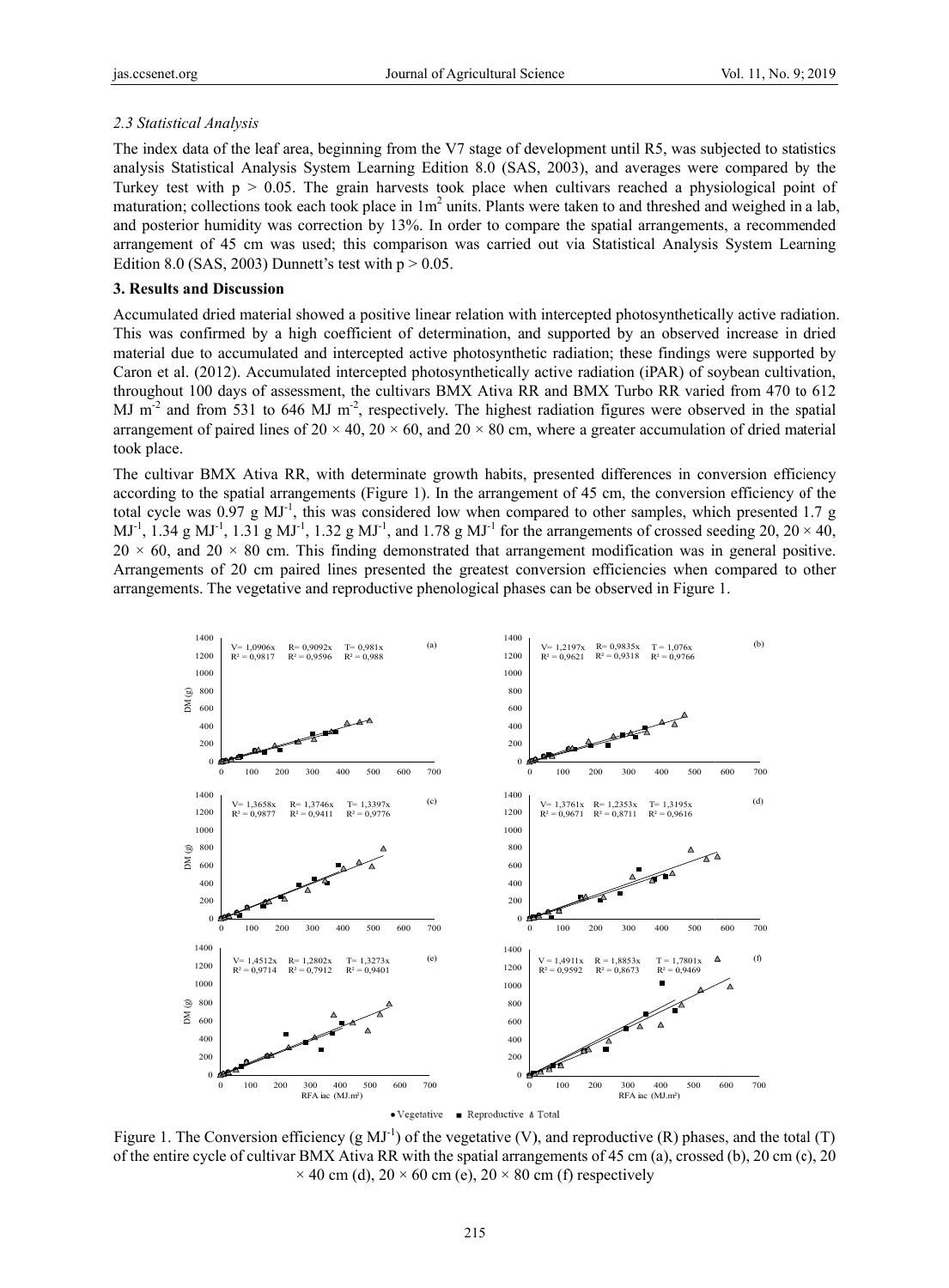### 2.3 Statistical Analysis

The index data of the leaf area, beginning from the V7 stage of development until R5, was subjected to statistics analysis Statistical Analysis System Learning Edition 8.0 (SAS, 2003), and averages were compared by the Turkey test with $p > 0.05$. The grain harvests took place when cultivars reached a physiological point of maturation; collections took each took place in $1m^2$ units. Plants were taken to and threshed and weighed in a lab, and posterior humidity was correction by 13%. In order to compare the spatial arrangements, a recommended arrangement of 45 cm was used; this comparison was carried out via Statistical Analysis System Learning Edition 8.0 (SAS, 2003) Dunnett's test with $p > 0.05$.

## 3. Results and Discussion

Accumulated dried material showed a positive linear relation with intercepted photosynthetically active radiation. This was confirmed by a high coefficient of determination, and supported by an observed increase in dried material due to accumulated and intercepted active photosynthetic radiation; these findings were supported by Caron et al. (2012). Accumulated intercepted photosynthetically active radiation (iPAR) of soybean cultivation, throughout 100 days of assessment, the cultivars BMX Ativa RR and BMX Turbo RR varied from 470 to 612 MJ $m^{-2}$ and from 531 to 646 MJ $m^{-2}$, respectively. The highest radiation figures were observed in the spatial arrangement of paired lines of 20 × 40, 20 × 60, and 20 × 80 cm, where a greater accumulation of dried material took place.

The cultivar BMX Ativa RR, with determinate growth habits, presented differences in conversion efficiency according to the spatial arrangements (Figure 1). In the arrangement of 45 cm, the conversion efficiency of the total cycle was 0.97 g $MJ^{-1}$, this was considered low when compared to other samples, which presented 1.7 g $MJ^{-1}$, 1.34 g $MJ^{-1}$, 1.31 g $MJ^{-1}$, 1.32 g $MJ^{-1}$, and 1.78 g $MJ^{-1}$ for the arrangements of crossed seeding 20, 20 × 40, 20 × 60, and 20 × 80 cm. This finding demonstrated that arrangement modification was in general positive. Arrangements of 20 cm paired lines presented the greatest conversion efficiencies when compared to other arrangements. The vegetative and reproductive phenological phases can be observed in Figure 1.

Figure 1. The Conversion efficiency (g $MJ^{-1}$) of the vegetative (V), and reproductive (R) phases, and the total (T) of the entire cycle of cultivar BMX Ativa RR with the spatial arrangements of 45 cm (a), crossed (b), 20 cm (c), 20 × 40 cm (d), 20 × 60 cm (e), 20 × 80 cm (f) respectively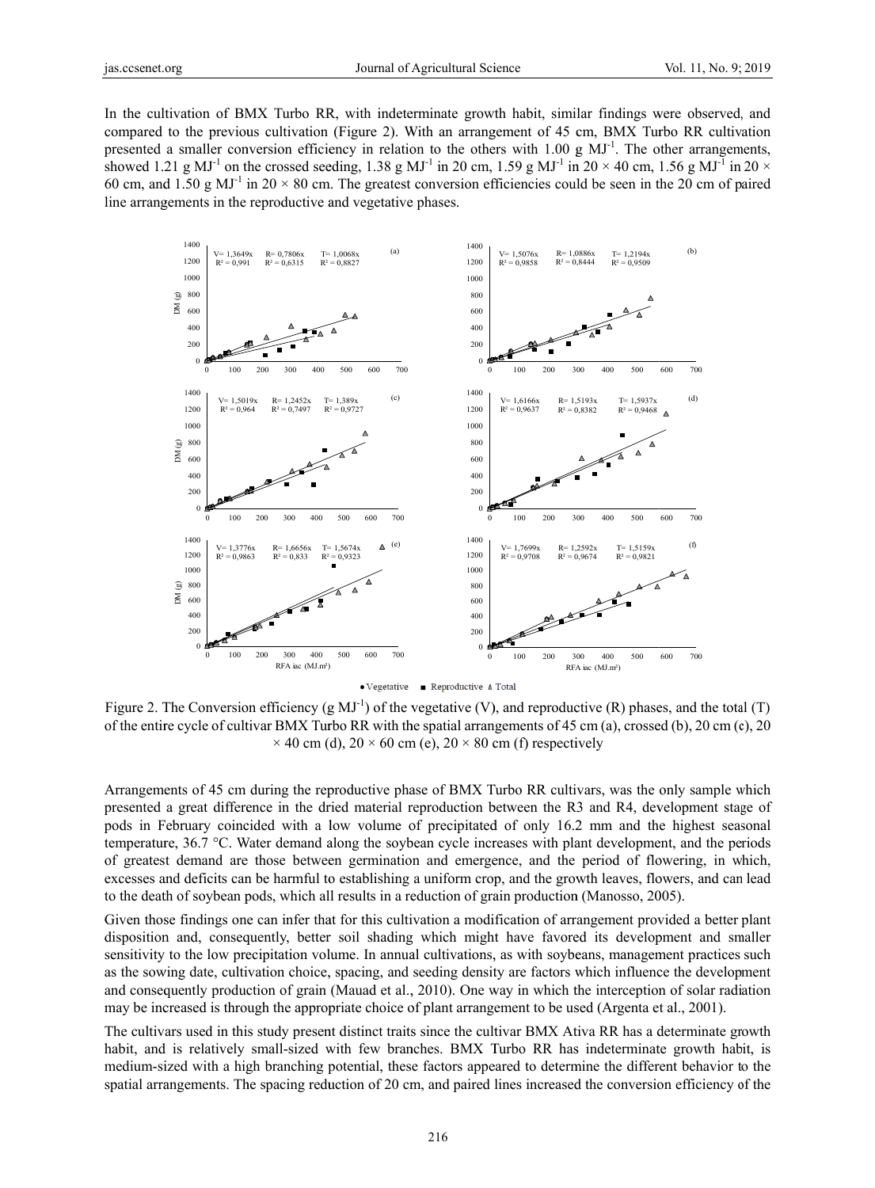In the cultivation of BMX Turbo RR, with indeterminate growth habit, similar findings were observed, and compared to the previous cultivation (Figure 2). With an arrangement of 45 cm, BMX Turbo RR cultivation presented a smaller conversion efficiency in relation to the others with 1.00 g $MJ^{-1}$. The other arrangements, showed 1.21 g $MJ^{-1}$ on the crossed seeding, 1.38 g $MJ^{-1}$ in 20 cm, 1.59 g $MJ^{-1}$ in 20 × 40 cm, 1.56 g $MJ^{-1}$ in 20 × 60 cm, and 1.50 g $MJ^{-1}$ in 20 × 80 cm. The greatest conversion efficiencies could be seen in the 20 cm of paired line arrangements in the reproductive and vegetative phases.

Figure 2. The Conversion efficiency (g $MJ^{-1}$) of the vegetative (V), and reproductive (R) phases, and the total (T) of the entire cycle of cultivar BMX Turbo RR with the spatial arrangements of 45 cm (a), crossed (b), 20 cm (c), 20 × 40 cm (d), 20 × 60 cm (e), 20 × 80 cm (f) respectively

Arrangements of 45 cm during the reproductive phase of BMX Turbo RR cultivars, was the only sample which presented a great difference in the dried material reproduction between the R3 and R4, development stage of pods in February coincided with a low volume of precipitated of only 16.2 mm and the highest seasonal temperature, 36.7 °C. Water demand along the soybean cycle increases with plant development, and the periods of greatest demand are those between germination and emergence, and the period of flowering, in which, excesses and deficits can be harmful to establishing a uniform crop, and the growth leaves, flowers, and can lead to the death of soybean pods, which all results in a reduction of grain production (Manosso, 2005).

Given those findings one can infer that for this cultivation a modification of arrangement provided a better plant disposition and, consequently, better soil shading which might have favored its development and smaller sensitivity to the low precipitation volume. In annual cultivations, as with soybeans, management practices such as the sowing date, cultivation choice, spacing, and seeding density are factors which influence the development and consequently production of grain (Mauad et al., 2010). One way in which the interception of solar radiation may be increased is through the appropriate choice of plant arrangement to be used (Argenta et al., 2001).

The cultivars used in this study present distinct traits since the cultivar BMX Ativa RR has a determinate growth habit, and is relatively small-sized with few branches. BMX Turbo RR has indeterminate growth habit, is medium-sized with a high branching potential, these factors appeared to determine the different behavior to the spatial arrangements. The spacing reduction of 20 cm, and paired lines increased the conversion efficiency of the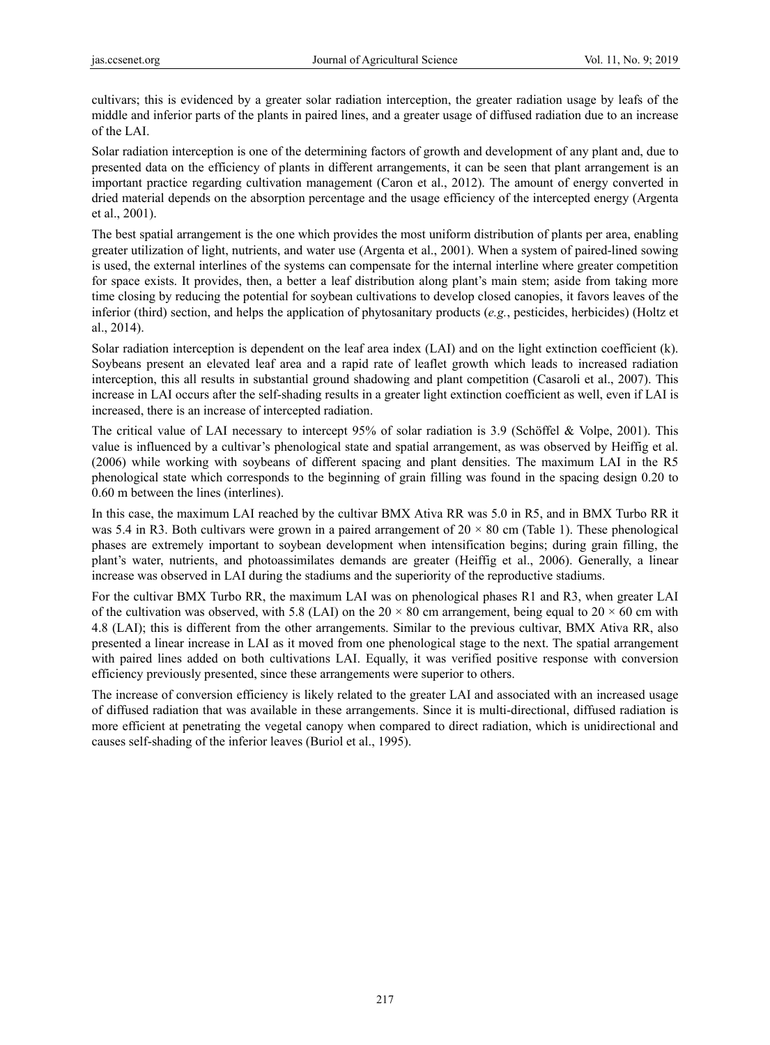cultivars; this is evidenced by a greater solar radiation interception, the greater radiation usage by leafs of the middle and inferior parts of the plants in paired lines, and a greater usage of diffused radiation due to an increase of the LAI.

Solar radiation interception is one of the determining factors of growth and development of any plant and, due to presented data on the efficiency of plants in different arrangements, it can be seen that plant arrangement is an important practice regarding cultivation management (Caron et al., 2012). The amount of energy converted in dried material depends on the absorption percentage and the usage efficiency of the intercepted energy (Argenta et al., 2001).

The best spatial arrangement is the one which provides the most uniform distribution of plants per area, enabling greater utilization of light, nutrients, and water use (Argenta et al., 2001). When a system of paired-lined sowing is used, the external interlines of the systems can compensate for the internal interline where greater competition for space exists. It provides, then, a better a leaf distribution along plant's main stem; aside from taking more time closing by reducing the potential for soybean cultivations to develop closed canopies, it favors leaves of the inferior (third) section, and helps the application of phytosanitary products (*e.g.*, pesticides, herbicides) (Holtz et al., 2014).

Solar radiation interception is dependent on the leaf area index (LAI) and on the light extinction coefficient (k). Soybeans present an elevated leaf area and a rapid rate of leaflet growth which leads to increased radiation interception, this all results in substantial ground shadowing and plant competition (Casaroli et al., 2007). This increase in LAI occurs after the self-shading results in a greater light extinction coefficient as well, even if LAI is increased, there is an increase of intercepted radiation.

The critical value of LAI necessary to intercept 95% of solar radiation is 3.9 (Schöffel & Volpe, 2001). This value is influenced by a cultivar's phenological state and spatial arrangement, as was observed by Heiffig et al. (2006) while working with soybeans of different spacing and plant densities. The maximum LAI in the R5 phenological state which corresponds to the beginning of grain filling was found in the spacing design 0.20 to 0.60 m between the lines (interlines).

In this case, the maximum LAI reached by the cultivar BMX Ativa RR was 5.0 in R5, and in BMX Turbo RR it was 5.4 in R3. Both cultivars were grown in a paired arrangement of $20 \times 80$ cm (Table 1). These phenological phases are extremely important to soybean development when intensification begins; during grain filling, the plant's water, nutrients, and photoassimilates demands are greater (Heiffig et al., 2006). Generally, a linear increase was observed in LAI during the stadiums and the superiority of the reproductive stadiums.

For the cultivar BMX Turbo RR, the maximum LAI was on phenological phases R1 and R3, when greater LAI of the cultivation was observed, with 5.8 (LAI) on the $20 \times 80$ cm arrangement, being equal to $20 \times 60$ cm with 4.8 (LAI); this is different from the other arrangements. Similar to the previous cultivar, BMX Ativa RR, also presented a linear increase in LAI as it moved from one phenological stage to the next. The spatial arrangement with paired lines added on both cultivations LAI. Equally, it was verified positive response with conversion efficiency previously presented, since these arrangements were superior to others.

The increase of conversion efficiency is likely related to the greater LAI and associated with an increased usage of diffused radiation that was available in these arrangements. Since it is multi-directional, diffused radiation is more efficient at penetrating the vegetal canopy when compared to direct radiation, which is unidirectional and causes self-shading of the inferior leaves (Buriol et al., 1995).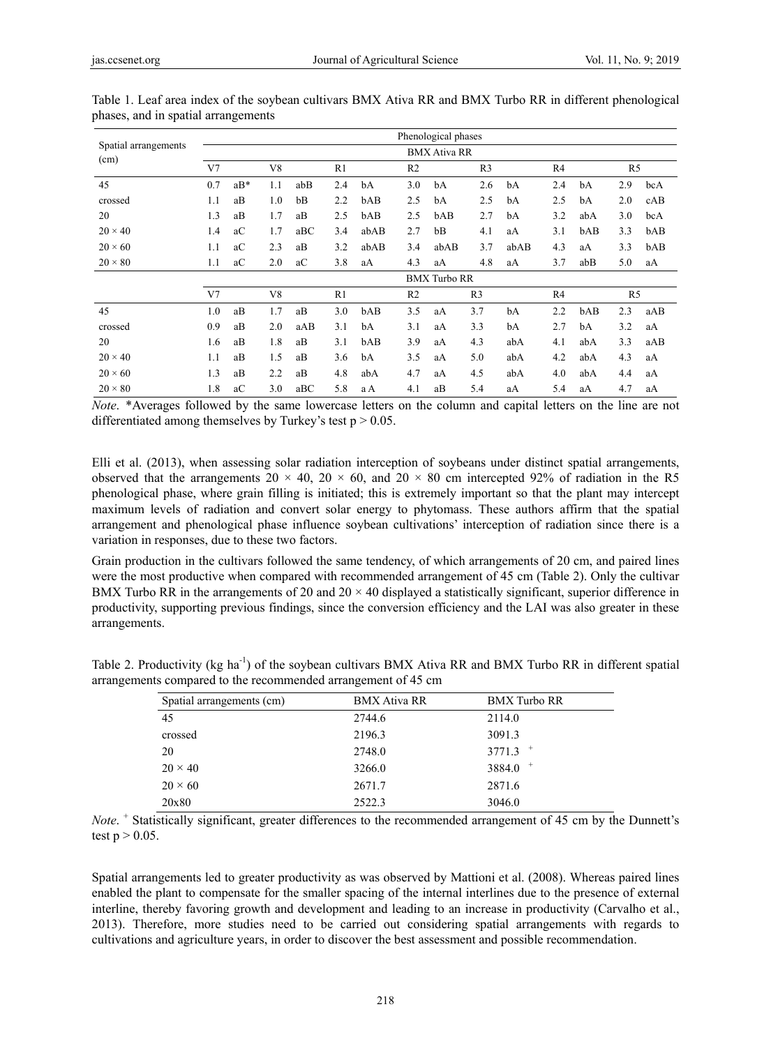Table 1. Leaf area index of the soybean cultivars BMX Ativa RR and BMX Turbo RR in different phenological phases, and in spatial arrangements

| Spatial arrangements (cm) | Phenological phases | | | | | | | | | | | | | |
|---|---|---|---|---|---|---|---|---|---|---|---|---|---|---|
| | BMX Ativa RR | | | | | | | | | | | | | |
| | V7 | | V8 | | R1 | | R2 | | R3 | | R4 | | R5 | |
| 45 | 0.7 | aB* | 1.1 | abB | 2.4 | bA | 3.0 | bA | 2.6 | bA | 2.4 | bA | 2.9 | bcA |
| crossed | 1.1 | aB | 1.0 | bB | 2.2 | bAB | 2.5 | bA | 2.5 | bA | 2.5 | bA | 2.0 | cAB |
| 20 | 1.3 | aB | 1.7 | aB | 2.5 | bAB | 2.5 | bAB | 2.7 | bA | 3.2 | abA | 3.0 | bcA |
| 20 × 40 | 1.4 | aC | 1.7 | aBC | 3.4 | abAB | 2.7 | bB | 4.1 | aA | 3.1 | bAB | 3.3 | bAB |
| 20 × 60 | 1.1 | aC | 2.3 | aB | 3.2 | abAB | 3.4 | abAB | 3.7 | abAB | 4.3 | aA | 3.3 | bAB |
| 20 × 80 | 1.1 | aC | 2.0 | aC | 3.8 | aA | 4.3 | aA | 4.8 | aA | 3.7 | abB | 5.0 | aA |
| | BMX Turbo RR | | | | | | | | | | | | | |
| | V7 | | V8 | | R1 | | R2 | | R3 | | R4 | | R5 | |
| 45 | 1.0 | aB | 1.7 | aB | 3.0 | bAB | 3.5 | aA | 3.7 | bA | 2.2 | bAB | 2.3 | aAB |
| crossed | 0.9 | aB | 2.0 | aAB | 3.1 | bA | 3.1 | aA | 3.3 | bA | 2.7 | bA | 3.2 | aA |
| 20 | 1.6 | aB | 1.8 | aB | 3.1 | bAB | 3.9 | aA | 4.3 | abA | 4.1 | abA | 3.3 | aAB |
| 20 × 40 | 1.1 | aB | 1.5 | aB | 3.6 | bA | 3.5 | aA | 5.0 | abA | 4.2 | abA | 4.3 | aA |
| 20 × 60 | 1.3 | aB | 2.2 | aB | 4.8 | abA | 4.7 | aA | 4.5 | abA | 4.0 | abA | 4.4 | aA |
| 20 × 80 | 1.8 | aC | 3.0 | aBC | 5.8 | a A | 4.1 | aB | 5.4 | aA | 5.4 | aA | 4.7 | aA |

*Note*. *Averages followed by the same lowercase letters on the column and capital letters on the line are not differentiated among themselves by Turkey's test $p > 0.05$.

Elli et al. (2013), when assessing solar radiation interception of soybeans under distinct spatial arrangements, observed that the arrangements 20 × 40, 20 × 60, and 20 × 80 cm intercepted 92% of radiation in the R5 phenological phase, where grain filling is initiated; this is extremely important so that the plant may intercept maximum levels of radiation and convert solar energy to phytomass. These authors affirm that the spatial arrangement and phenological phase influence soybean cultivations' interception of radiation since there is a variation in responses, due to these two factors.

Grain production in the cultivars followed the same tendency, of which arrangements of 20 cm, and paired lines were the most productive when compared with recommended arrangement of 45 cm (Table 2). Only the cultivar BMX Turbo RR in the arrangements of 20 and 20 × 40 displayed a statistically significant, superior difference in productivity, supporting previous findings, since the conversion efficiency and the LAI was also greater in these arrangements.

Table 2. Productivity (kg $ha^{-1}$) of the soybean cultivars BMX Ativa RR and BMX Turbo RR in different spatial arrangements compared to the recommended arrangement of 45 cm

| Spatial arrangements (cm) | BMX Ativa RR | BMX Turbo RR |
|---|---|---|
| 45 | 2744.6 | 2114.0 |
| crossed | 2196.3 | 3091.3 |
| 20 | 2748.0 | 3771.3 $^{+}$ |
| 20 × 40 | 3266.0 | 3884.0 $^{+}$ |
| 20 × 60 | 2671.7 | 2871.6 |
| 20x80 | 2522.3 | 3046.0 |

*Note*. $^{+}$ Statistically significant, greater differences to the recommended arrangement of 45 cm by the Dunnett's test $p > 0.05$.

Spatial arrangements led to greater productivity as was observed by Mattioni et al. (2008). Whereas paired lines enabled the plant to compensate for the smaller spacing of the internal interlines due to the presence of external interline, thereby favoring growth and development and leading to an increase in productivity (Carvalho et al., 2013). Therefore, more studies need to be carried out considering spatial arrangements with regards to cultivations and agriculture years, in order to discover the best assessment and possible recommendation.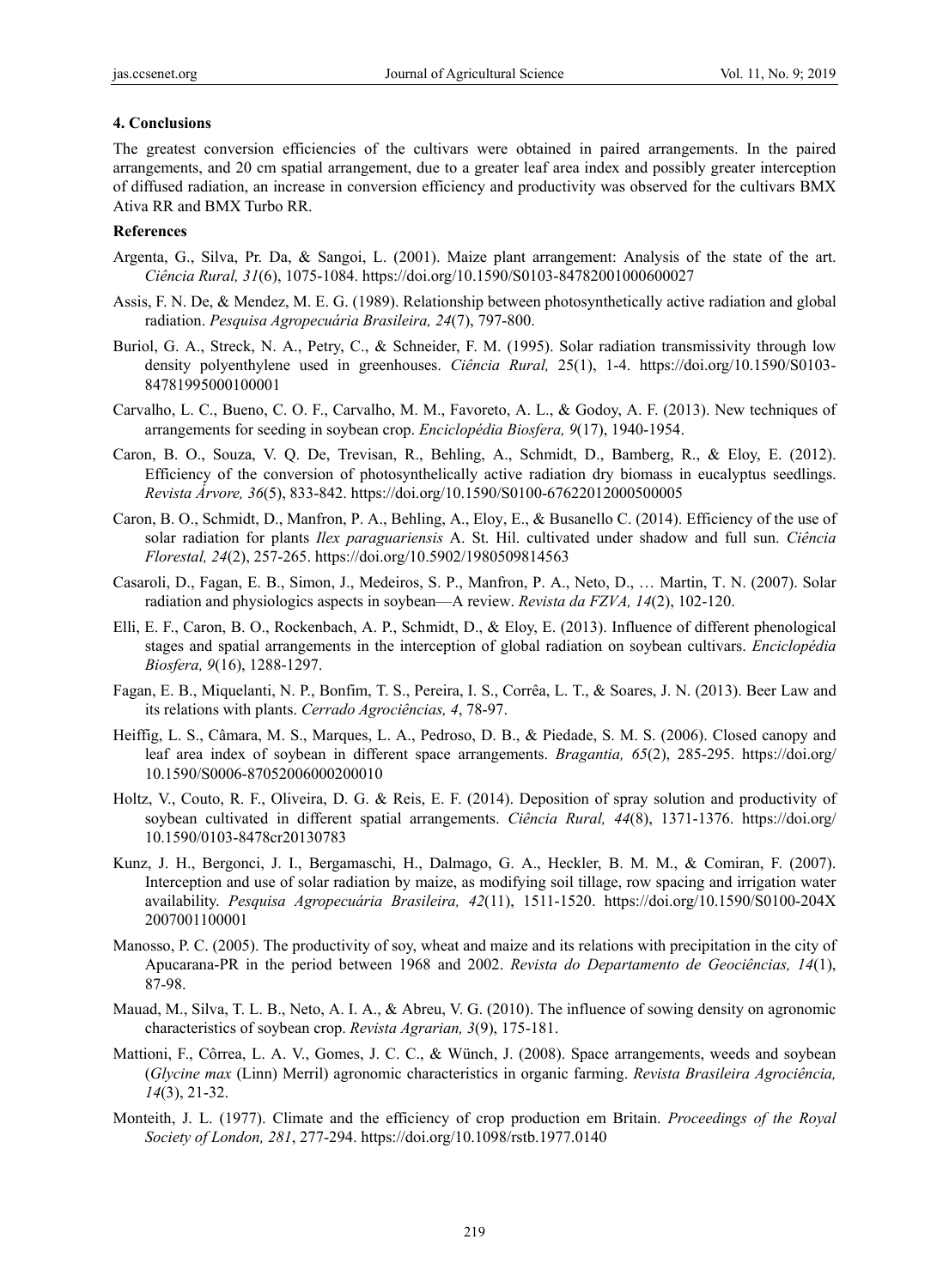## 4. Conclusions

The greatest conversion efficiencies of the cultivars were obtained in paired arrangements. In the paired arrangements, and 20 cm spatial arrangement, due to a greater leaf area index and possibly greater interception of diffused radiation, an increase in conversion efficiency and productivity was observed for the cultivars BMX Ativa RR and BMX Turbo RR.

## References

Argenta, G., Silva, Pr. Da, & Sangoi, L. (2001). Maize plant arrangement: Analysis of the state of the art. *Ciência Rural, 31*(6), 1075-1084. https://doi.org/10.1590/S0103-84782001000600027

Assis, F. N. De, & Mendez, M. E. G. (1989). Relationship between photosynthetically active radiation and global radiation. *Pesquisa Agropecuária Brasileira, 24*(7), 797-800.

Buriol, G. A., Streck, N. A., Petry, C., & Schneider, F. M. (1995). Solar radiation transmissivity through low density polyenthylene used in greenhouses. *Ciência Rural,* 25(1), 1-4. https://doi.org/10.1590/S0103-84781995000100001

Carvalho, L. C., Bueno, C. O. F., Carvalho, M. M., Favoreto, A. L., & Godoy, A. F. (2013). New techniques of arrangements for seeding in soybean crop. *Enciclopédia Biosfera, 9*(17), 1940-1954.

Caron, B. O., Souza, V. Q. De, Trevisan, R., Behling, A., Schmidt, D., Bamberg, R., & Eloy, E. (2012). Efficiency of the conversion of photosynthelically active radiation dry biomass in eucalyptus seedlings. *Revista Árvore, 36*(5), 833-842. https://doi.org/10.1590/S0100-67622012000500005

Caron, B. O., Schmidt, D., Manfron, P. A., Behling, A., Eloy, E., & Busanello C. (2014). Efficiency of the use of solar radiation for plants *Ilex paraguariensis* A. St. Hil. cultivated under shadow and full sun. *Ciência Florestal, 24*(2), 257-265. https://doi.org/10.5902/1980509814563

Casaroli, D., Fagan, E. B., Simon, J., Medeiros, S. P., Manfron, P. A., Neto, D., … Martin, T. N. (2007). Solar radiation and physiologics aspects in soybean—A review. *Revista da FZVA, 14*(2), 102-120.

Elli, E. F., Caron, B. O., Rockenbach, A. P., Schmidt, D., & Eloy, E. (2013). Influence of different phenological stages and spatial arrangements in the interception of global radiation on soybean cultivars. *Enciclopédia Biosfera, 9*(16), 1288-1297.

Fagan, E. B., Miquelanti, N. P., Bonfim, T. S., Pereira, I. S., Corrêa, L. T., & Soares, J. N. (2013). Beer Law and its relations with plants. *Cerrado Agrociências, 4*, 78-97.

Heiffig, L. S., Câmara, M. S., Marques, L. A., Pedroso, D. B., & Piedade, S. M. S. (2006). Closed canopy and leaf area index of soybean in different space arrangements. *Bragantia, 65*(2), 285-295. https://doi.org/10.1590/S0006-87052006000200010

Holtz, V., Couto, R. F., Oliveira, D. G. & Reis, E. F. (2014). Deposition of spray solution and productivity of soybean cultivated in different spatial arrangements. *Ciência Rural, 44*(8), 1371-1376. https://doi.org/10.1590/0103-8478cr20130783

Kunz, J. H., Bergonci, J. I., Bergamaschi, H., Dalmago, G. A., Heckler, B. M. M., & Comiran, F. (2007). Interception and use of solar radiation by maize, as modifying soil tillage, row spacing and irrigation water availability. *Pesquisa Agropecuária Brasileira, 42*(11), 1511-1520. https://doi.org/10.1590/S0100-204X2007001100001

Manosso, P. C. (2005). The productivity of soy, wheat and maize and its relations with precipitation in the city of Apucarana-PR in the period between 1968 and 2002. *Revista do Departamento de Geociências, 14*(1), 87-98.

Mauad, M., Silva, T. L. B., Neto, A. I. A., & Abreu, V. G. (2010). The influence of sowing density on agronomic characteristics of soybean crop. *Revista Agrarian, 3*(9), 175-181.

Mattioni, F., Côrrea, L. A. V., Gomes, J. C. C., & Wünch, J. (2008). Space arrangements, weeds and soybean (*Glycine max* (Linn) Merril) agronomic characteristics in organic farming. *Revista Brasileira Agrociência, 14*(3), 21-32.

Monteith, J. L. (1977). Climate and the efficiency of crop production em Britain. *Proceedings of the Royal Society of London, 281*, 277-294. https://doi.org/10.1098/rstb.1977.0140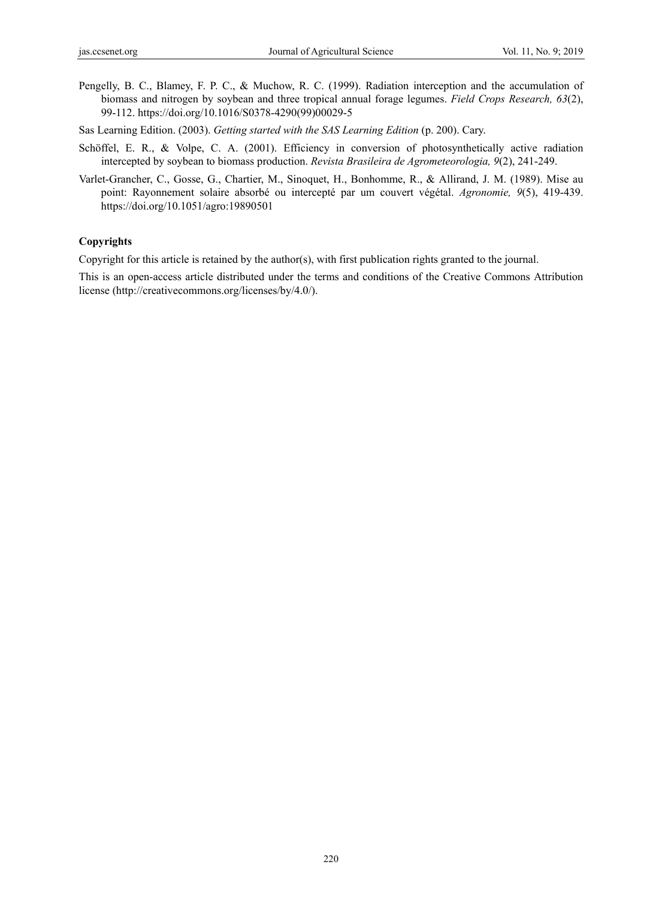Pengelly, B. C., Blamey, F. P. C., & Muchow, R. C. (1999). Radiation interception and the accumulation of biomass and nitrogen by soybean and three tropical annual forage legumes. *Field Crops Research, 63*(2), 99-112. https://doi.org/10.1016/S0378-4290(99)00029-5

Sas Learning Edition. (2003). *Getting started with the SAS Learning Edition* (p. 200). Cary.

Schöffel, E. R., & Volpe, C. A. (2001). Efficiency in conversion of photosynthetically active radiation intercepted by soybean to biomass production. *Revista Brasileira de Agrometeorologia, 9*(2), 241-249.

Varlet-Grancher, C., Gosse, G., Chartier, M., Sinoquet, H., Bonhomme, R., & Allirand, J. M. (1989). Mise au point: Rayonnement solaire absorbé ou intercepté par um couvert végétal. *Agronomie, 9*(5), 419-439. https://doi.org/10.1051/agro:19890501

**Copyrights**

Copyright for this article is retained by the author(s), with first publication rights granted to the journal.

This is an open-access article distributed under the terms and conditions of the Creative Commons Attribution license (http://creativecommons.org/licenses/by/4.0/).